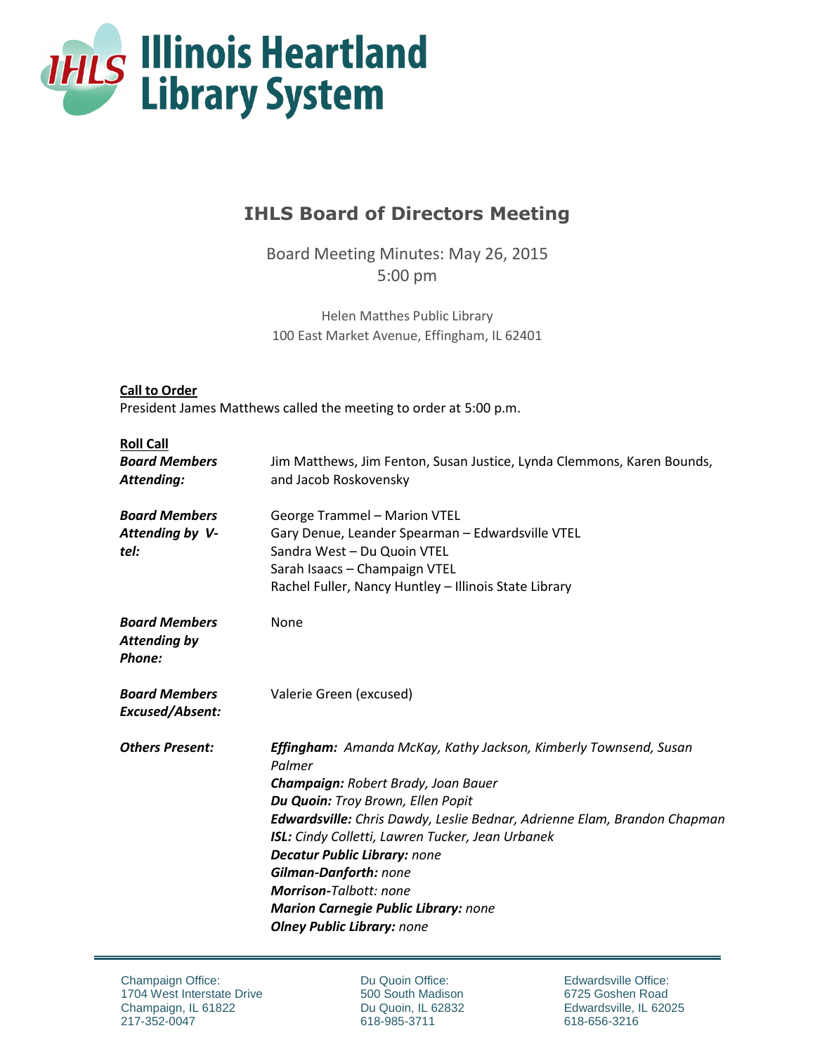# Illinois Heartland Library System

## IHLS Board of Directors Meeting

Board Meeting Minutes: May 26, 2015
5:00 pm

Helen Matthes Public Library
100 East Market Avenue, Effingham, IL 62401

**Call to Order**
President James Matthews called the meeting to order at 5:00 p.m.

**Roll Call**

| | |
|---|---|
| ***Board Members Attending:*** | Jim Matthews, Jim Fenton, Susan Justice, Lynda Clemmons, Karen Bounds, and Jacob Roskovensky |
| ***Board Members Attending by V-tel:*** | George Trammel – Marion VTEL<br>Gary Denue, Leander Spearman – Edwardsville VTEL<br>Sandra West – Du Quoin VTEL<br>Sarah Isaacs – Champaign VTEL<br>Rachel Fuller, Nancy Huntley – Illinois State Library |
| ***Board Members Attending by Phone:*** | None |
| ***Board Members Excused/Absent:*** | Valerie Green (excused) |
| ***Others Present:*** | ***Effingham:*** *Amanda McKay, Kathy Jackson, Kimberly Townsend, Susan Palmer*<br>***Champaign:*** *Robert Brady, Joan Bauer*<br>***Du Quoin:*** *Troy Brown, Ellen Popit*<br>***Edwardsville:*** *Chris Dawdy, Leslie Bednar, Adrienne Elam, Brandon Chapman*<br>***ISL:*** *Cindy Colletti, Lawren Tucker, Jean Urbanek*<br>***Decatur Public Library:*** *none*<br>***Gilman-Danforth:*** *none*<br>***Morrison-****Talbott: none*<br>***Marion Carnegie Public Library:*** *none*<br>***Olney Public Library:*** *none* |

Champaign Office:
1704 West Interstate Drive
Champaign, IL 61822
217-352-0047

Du Quoin Office:
500 South Madison
Du Quoin, IL 62832
618-985-3711

Edwardsville Office:
6725 Goshen Road
Edwardsville, IL 62025
618-656-3216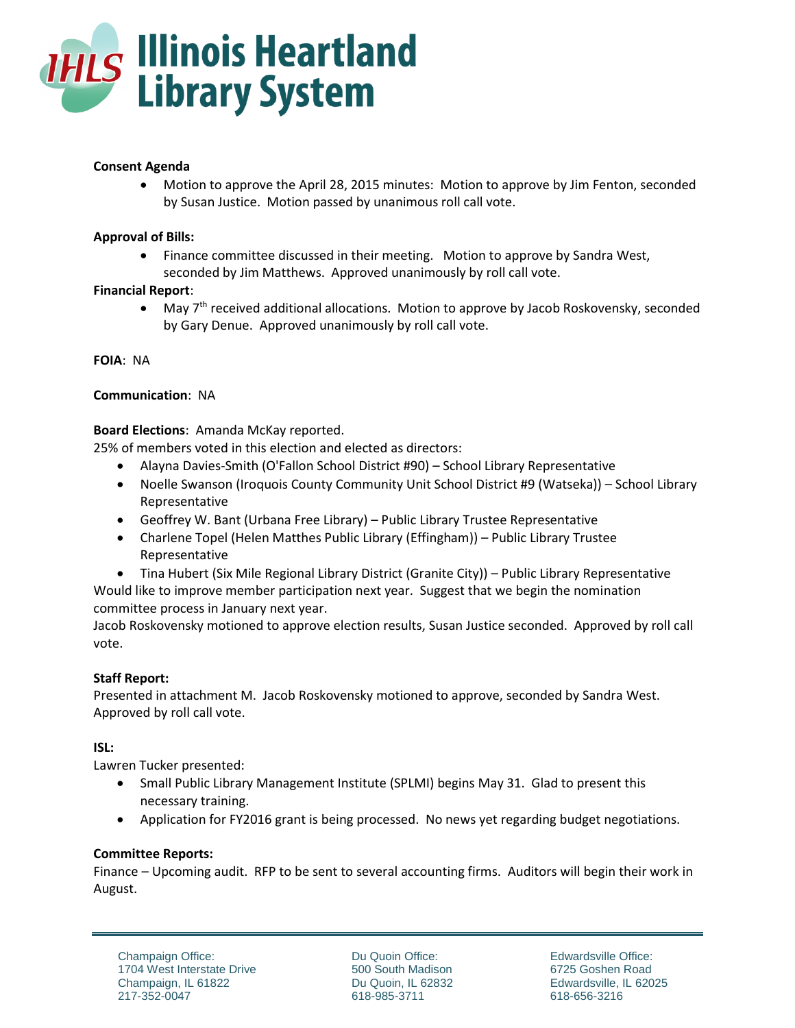**Consent Agenda**

- Motion to approve the April 28, 2015 minutes: Motion to approve by Jim Fenton, seconded by Susan Justice. Motion passed by unanimous roll call vote.

**Approval of Bills:**

- Finance committee discussed in their meeting. Motion to approve by Sandra West, seconded by Jim Matthews. Approved unanimously by roll call vote.

**Financial Report**:

- May 7th received additional allocations. Motion to approve by Jacob Roskovensky, seconded by Gary Denue. Approved unanimously by roll call vote.

**FOIA**: NA

**Communication**: NA

**Board Elections**: Amanda McKay reported.
25% of members voted in this election and elected as directors:

- Alayna Davies-Smith (O'Fallon School District #90) – School Library Representative
- Noelle Swanson (Iroquois County Community Unit School District #9 (Watseka)) – School Library Representative
- Geoffrey W. Bant (Urbana Free Library) – Public Library Trustee Representative
- Charlene Topel (Helen Matthes Public Library (Effingham)) – Public Library Trustee Representative
- Tina Hubert (Six Mile Regional Library District (Granite City)) – Public Library Representative

Would like to improve member participation next year. Suggest that we begin the nomination committee process in January next year.
Jacob Roskovensky motioned to approve election results, Susan Justice seconded. Approved by roll call vote.

**Staff Report:**
Presented in attachment M. Jacob Roskovensky motioned to approve, seconded by Sandra West. Approved by roll call vote.

**ISL:**
Lawren Tucker presented:

- Small Public Library Management Institute (SPLMI) begins May 31. Glad to present this necessary training.
- Application for FY2016 grant is being processed. No news yet regarding budget negotiations.

**Committee Reports:**
Finance – Upcoming audit. RFP to be sent to several accounting firms. Auditors will begin their work in August.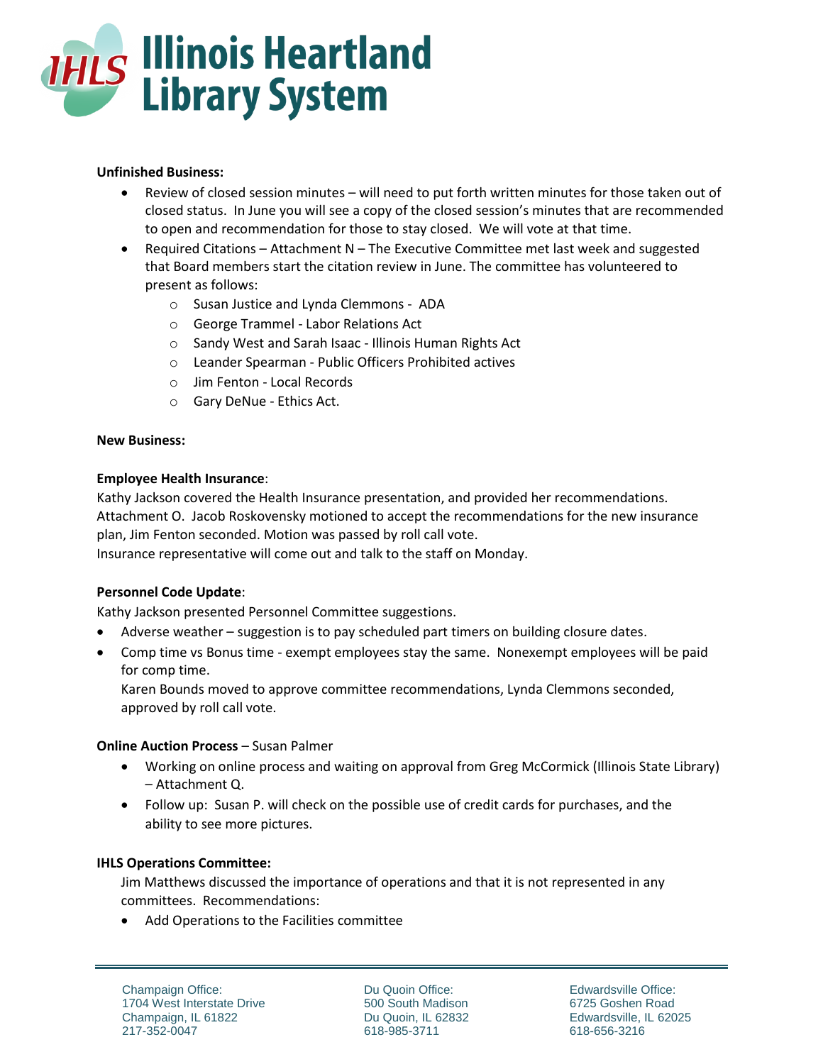**Unfinished Business:**

- Review of closed session minutes – will need to put forth written minutes for those taken out of closed status. In June you will see a copy of the closed session's minutes that are recommended to open and recommendation for those to stay closed. We will vote at that time.
- Required Citations – Attachment N – The Executive Committee met last week and suggested that Board members start the citation review in June. The committee has volunteered to present as follows:
  - Susan Justice and Lynda Clemmons - ADA
  - George Trammel - Labor Relations Act
  - Sandy West and Sarah Isaac - Illinois Human Rights Act
  - Leander Spearman - Public Officers Prohibited actives
  - Jim Fenton - Local Records
  - Gary DeNue - Ethics Act.

**New Business:**

**Employee Health Insurance**:
Kathy Jackson covered the Health Insurance presentation, and provided her recommendations. Attachment O. Jacob Roskovensky motioned to accept the recommendations for the new insurance plan, Jim Fenton seconded. Motion was passed by roll call vote.
Insurance representative will come out and talk to the staff on Monday.

**Personnel Code Update**:
Kathy Jackson presented Personnel Committee suggestions.

- Adverse weather – suggestion is to pay scheduled part timers on building closure dates.
- Comp time vs Bonus time - exempt employees stay the same. Nonexempt employees will be paid for comp time.
  Karen Bounds moved to approve committee recommendations, Lynda Clemmons seconded, approved by roll call vote.

**Online Auction Process** – Susan Palmer

- Working on online process and waiting on approval from Greg McCormick (Illinois State Library) – Attachment Q.
- Follow up: Susan P. will check on the possible use of credit cards for purchases, and the ability to see more pictures.

**IHLS Operations Committee:**

Jim Matthews discussed the importance of operations and that it is not represented in any committees. Recommendations:

- Add Operations to the Facilities committee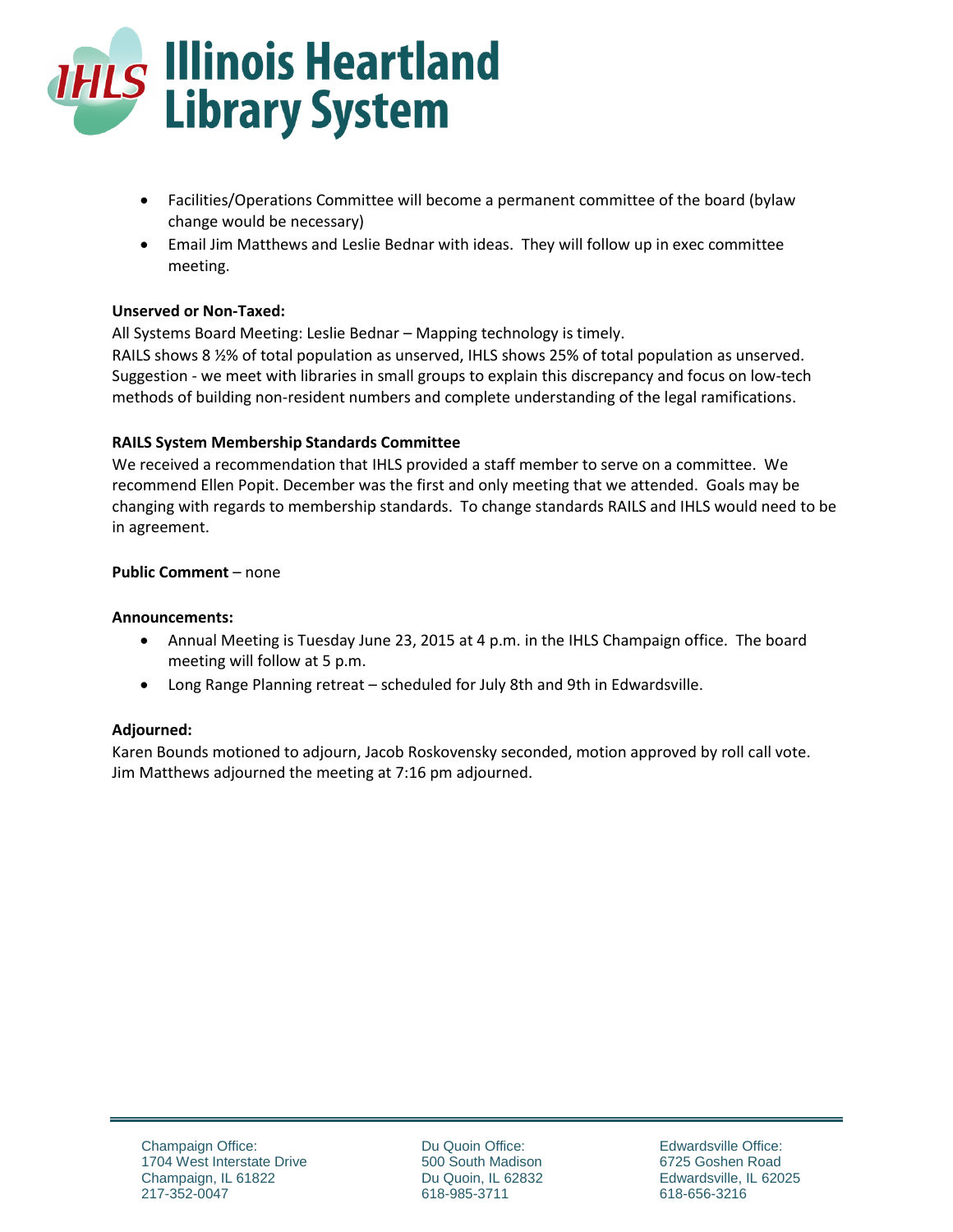- Facilities/Operations Committee will become a permanent committee of the board (bylaw change would be necessary)
- Email Jim Matthews and Leslie Bednar with ideas. They will follow up in exec committee meeting.

**Unserved or Non-Taxed:**

All Systems Board Meeting: Leslie Bednar – Mapping technology is timely.
RAILS shows 8 ½% of total population as unserved, IHLS shows 25% of total population as unserved. Suggestion - we meet with libraries in small groups to explain this discrepancy and focus on low-tech methods of building non-resident numbers and complete understanding of the legal ramifications.

**RAILS System Membership Standards Committee**

We received a recommendation that IHLS provided a staff member to serve on a committee. We recommend Ellen Popit. December was the first and only meeting that we attended. Goals may be changing with regards to membership standards. To change standards RAILS and IHLS would need to be in agreement.

**Public Comment** – none

**Announcements:**

- Annual Meeting is Tuesday June 23, 2015 at 4 p.m. in the IHLS Champaign office. The board meeting will follow at 5 p.m.
- Long Range Planning retreat – scheduled for July 8th and 9th in Edwardsville.

**Adjourned:**

Karen Bounds motioned to adjourn, Jacob Roskovensky seconded, motion approved by roll call vote. Jim Matthews adjourned the meeting at 7:16 pm adjourned.